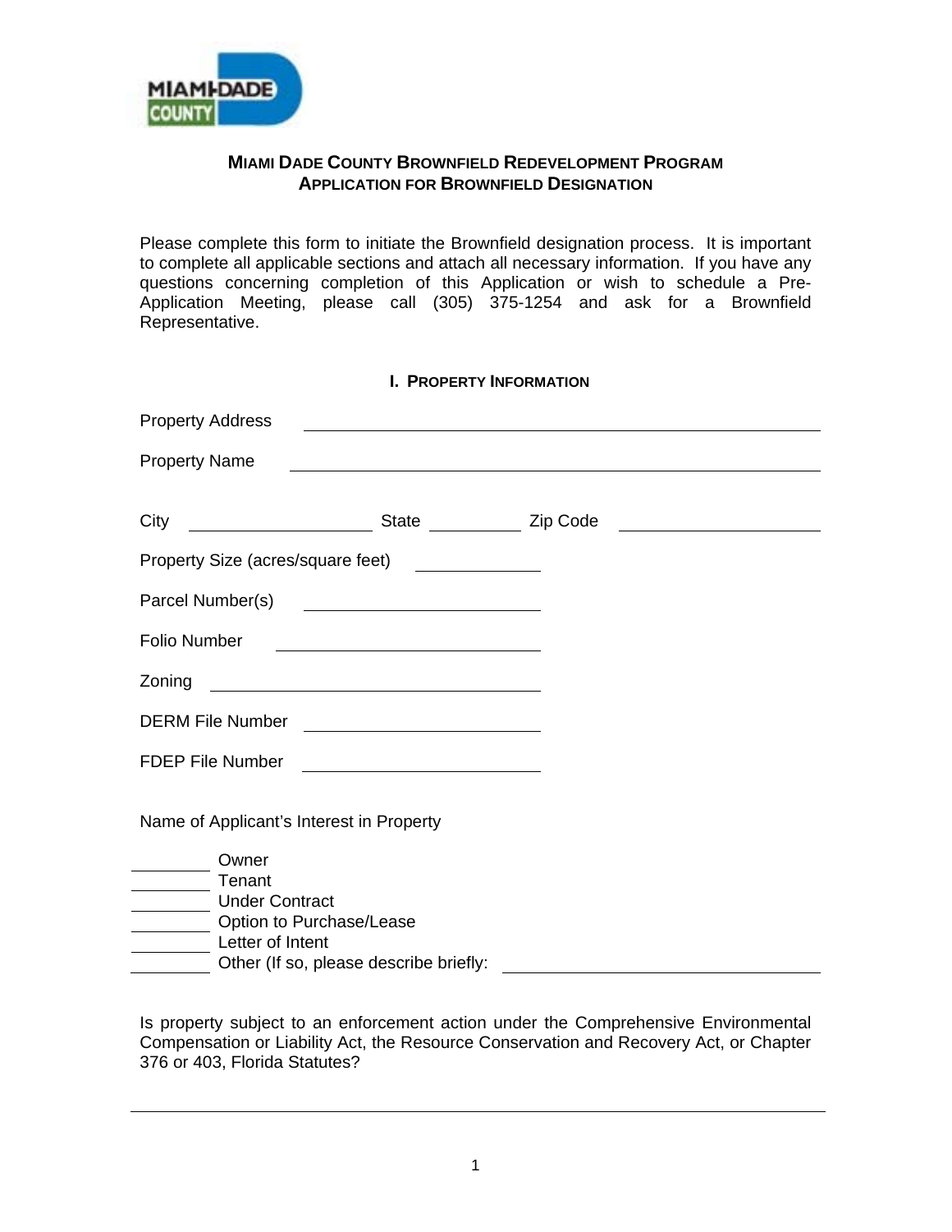# MIAMI DADE COUNTY BROWNFIELD REDEVELOPMENT PROGRAM
## APPLICATION FOR BROWNFIELD DESIGNATION

Please complete this form to initiate the Brownfield designation process. It is important to complete all applicable sections and attach all necessary information. If you have any questions concerning completion of this Application or wish to schedule a Pre-Application Meeting, please call (305) 375-1254 and ask for a Brownfield Representative.

### I. PROPERTY INFORMATION

Property Address ______________________________

Property Name ______________________________

City ____________ State ________ Zip Code ____________

Property Size (acres/square feet) __________

Parcel Number(s) ______________

Folio Number ______________

Zoning ______________

DERM File Number ______________

FDEP File Number ______________

Name of Applicant's Interest in Property

- ______ Owner
- ______ Tenant
- ______ Under Contract
- ______ Option to Purchase/Lease
- ______ Letter of Intent
- ______ Other (If so, please describe briefly: ______________________

Is property subject to an enforcement action under the Comprehensive Environmental Compensation or Liability Act, the Resource Conservation and Recovery Act, or Chapter 376 or 403, Florida Statutes?

______________________________________________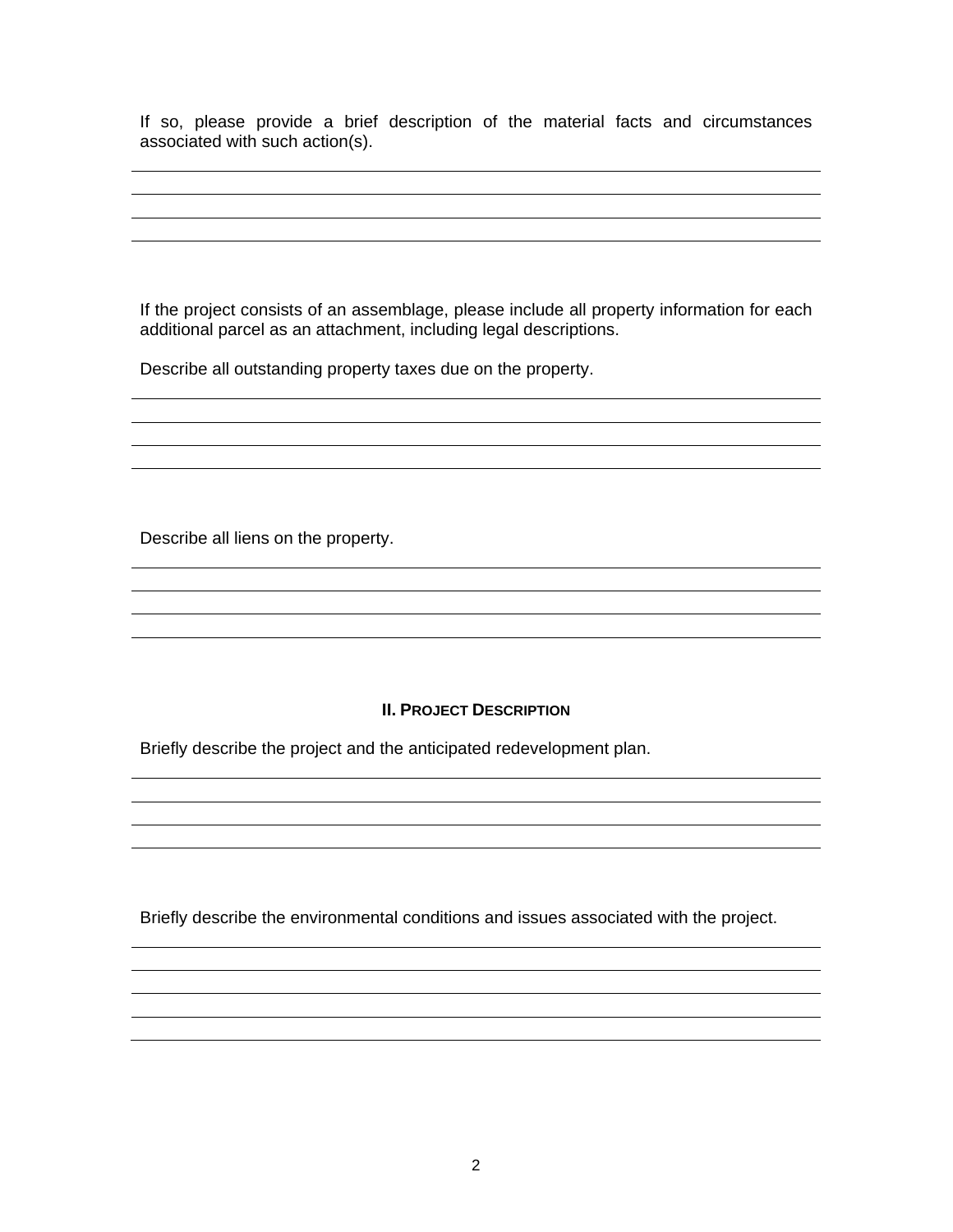If so, please provide a brief description of the material facts and circumstances associated with such action(s).

If the project consists of an assemblage, please include all property information for each additional parcel as an attachment, including legal descriptions.

Describe all outstanding property taxes due on the property.

Describe all liens on the property.

## II. Project Description

Briefly describe the project and the anticipated redevelopment plan.

Briefly describe the environmental conditions and issues associated with the project.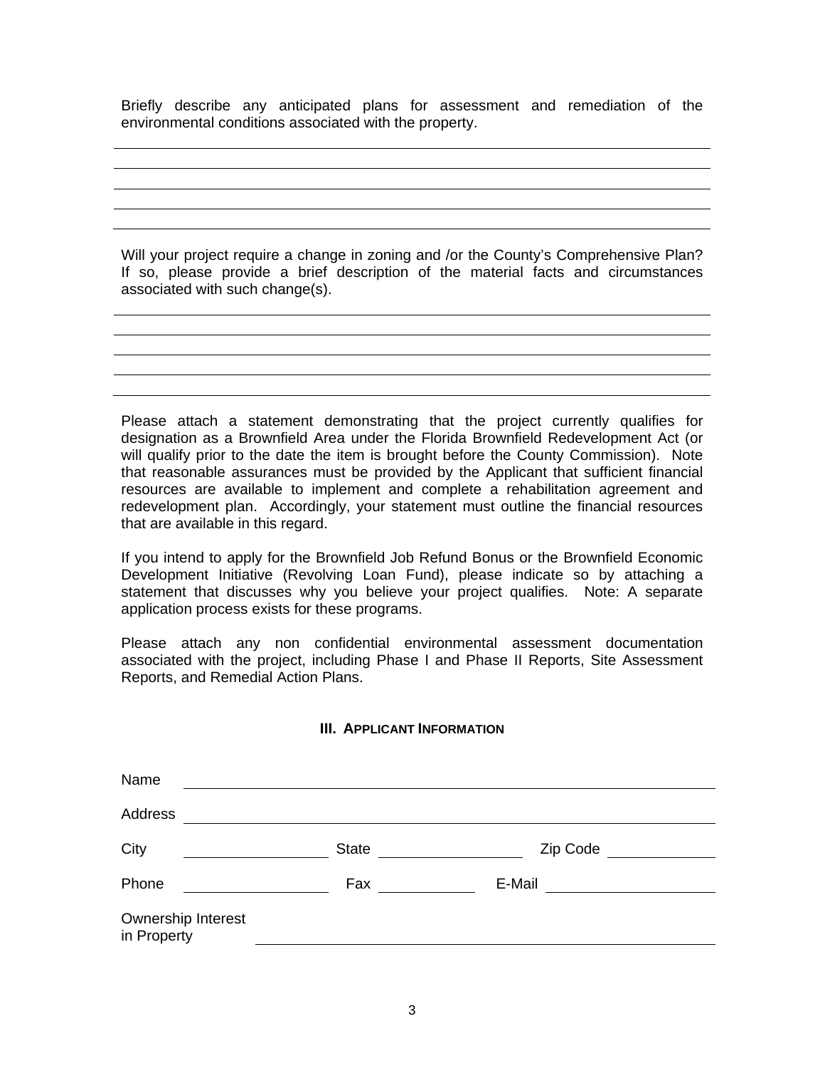Briefly describe any anticipated plans for assessment and remediation of the environmental conditions associated with the property.

\_\_\_\_\_\_\_\_\_\_\_\_\_\_\_\_\_\_\_\_\_\_\_\_\_\_\_\_\_\_\_\_\_\_\_\_\_\_\_\_\_\_\_\_\_\_\_\_\_\_\_\_\_\_\_\_\_\_\_\_\_\_\_\_\_\_\_\_\_\_\_\_\_\_\_\_

\_\_\_\_\_\_\_\_\_\_\_\_\_\_\_\_\_\_\_\_\_\_\_\_\_\_\_\_\_\_\_\_\_\_\_\_\_\_\_\_\_\_\_\_\_\_\_\_\_\_\_\_\_\_\_\_\_\_\_\_\_\_\_\_\_\_\_\_\_\_\_\_\_\_\_\_

\_\_\_\_\_\_\_\_\_\_\_\_\_\_\_\_\_\_\_\_\_\_\_\_\_\_\_\_\_\_\_\_\_\_\_\_\_\_\_\_\_\_\_\_\_\_\_\_\_\_\_\_\_\_\_\_\_\_\_\_\_\_\_\_\_\_\_\_\_\_\_\_\_\_\_\_

\_\_\_\_\_\_\_\_\_\_\_\_\_\_\_\_\_\_\_\_\_\_\_\_\_\_\_\_\_\_\_\_\_\_\_\_\_\_\_\_\_\_\_\_\_\_\_\_\_\_\_\_\_\_\_\_\_\_\_\_\_\_\_\_\_\_\_\_\_\_\_\_\_\_\_\_

\_\_\_\_\_\_\_\_\_\_\_\_\_\_\_\_\_\_\_\_\_\_\_\_\_\_\_\_\_\_\_\_\_\_\_\_\_\_\_\_\_\_\_\_\_\_\_\_\_\_\_\_\_\_\_\_\_\_\_\_\_\_\_\_\_\_\_\_\_\_\_\_\_\_\_\_

Will your project require a change in zoning and /or the County's Comprehensive Plan? If so, please provide a brief description of the material facts and circumstances associated with such change(s).

\_\_\_\_\_\_\_\_\_\_\_\_\_\_\_\_\_\_\_\_\_\_\_\_\_\_\_\_\_\_\_\_\_\_\_\_\_\_\_\_\_\_\_\_\_\_\_\_\_\_\_\_\_\_\_\_\_\_\_\_\_\_\_\_\_\_\_\_\_\_\_\_\_\_\_\_

\_\_\_\_\_\_\_\_\_\_\_\_\_\_\_\_\_\_\_\_\_\_\_\_\_\_\_\_\_\_\_\_\_\_\_\_\_\_\_\_\_\_\_\_\_\_\_\_\_\_\_\_\_\_\_\_\_\_\_\_\_\_\_\_\_\_\_\_\_\_\_\_\_\_\_\_

\_\_\_\_\_\_\_\_\_\_\_\_\_\_\_\_\_\_\_\_\_\_\_\_\_\_\_\_\_\_\_\_\_\_\_\_\_\_\_\_\_\_\_\_\_\_\_\_\_\_\_\_\_\_\_\_\_\_\_\_\_\_\_\_\_\_\_\_\_\_\_\_\_\_\_\_

\_\_\_\_\_\_\_\_\_\_\_\_\_\_\_\_\_\_\_\_\_\_\_\_\_\_\_\_\_\_\_\_\_\_\_\_\_\_\_\_\_\_\_\_\_\_\_\_\_\_\_\_\_\_\_\_\_\_\_\_\_\_\_\_\_\_\_\_\_\_\_\_\_\_\_\_

\_\_\_\_\_\_\_\_\_\_\_\_\_\_\_\_\_\_\_\_\_\_\_\_\_\_\_\_\_\_\_\_\_\_\_\_\_\_\_\_\_\_\_\_\_\_\_\_\_\_\_\_\_\_\_\_\_\_\_\_\_\_\_\_\_\_\_\_\_\_\_\_\_\_\_\_

Please attach a statement demonstrating that the project currently qualifies for designation as a Brownfield Area under the Florida Brownfield Redevelopment Act (or will qualify prior to the date the item is brought before the County Commission). Note that reasonable assurances must be provided by the Applicant that sufficient financial resources are available to implement and complete a rehabilitation agreement and redevelopment plan. Accordingly, your statement must outline the financial resources that are available in this regard.

If you intend to apply for the Brownfield Job Refund Bonus or the Brownfield Economic Development Initiative (Revolving Loan Fund), please indicate so by attaching a statement that discusses why you believe your project qualifies. Note: A separate application process exists for these programs.

Please attach any non confidential environmental assessment documentation associated with the project, including Phase I and Phase II Reports, Site Assessment Reports, and Remedial Action Plans.

## III. Applicant Information

Name \_\_\_\_\_\_\_\_\_\_\_\_\_\_\_\_\_\_\_\_\_\_\_\_\_\_\_\_\_\_\_\_\_\_\_\_\_\_\_\_\_\_\_\_\_\_\_\_\_\_\_\_\_\_\_\_\_\_\_\_\_\_\_\_\_\_\_\_

Address \_\_\_\_\_\_\_\_\_\_\_\_\_\_\_\_\_\_\_\_\_\_\_\_\_\_\_\_\_\_\_\_\_\_\_\_\_\_\_\_\_\_\_\_\_\_\_\_\_\_\_\_\_\_\_\_\_\_\_\_\_\_\_\_\_

City \_\_\_\_\_\_\_\_\_\_\_\_\_\_\_\_\_\_ State \_\_\_\_\_\_\_\_\_\_\_\_\_\_\_\_\_\_ Zip Code \_\_\_\_\_\_\_\_\_\_\_\_\_\_

Phone \_\_\_\_\_\_\_\_\_\_\_\_\_\_\_\_\_\_ Fax \_\_\_\_\_\_\_\_\_\_\_\_ E-Mail \_\_\_\_\_\_\_\_\_\_\_\_\_\_\_\_\_\_\_\_\_\_

Ownership Interest in Property \_\_\_\_\_\_\_\_\_\_\_\_\_\_\_\_\_\_\_\_\_\_\_\_\_\_\_\_\_\_\_\_\_\_\_\_\_\_\_\_\_\_\_\_\_\_\_\_\_\_\_\_\_\_\_\_\_\_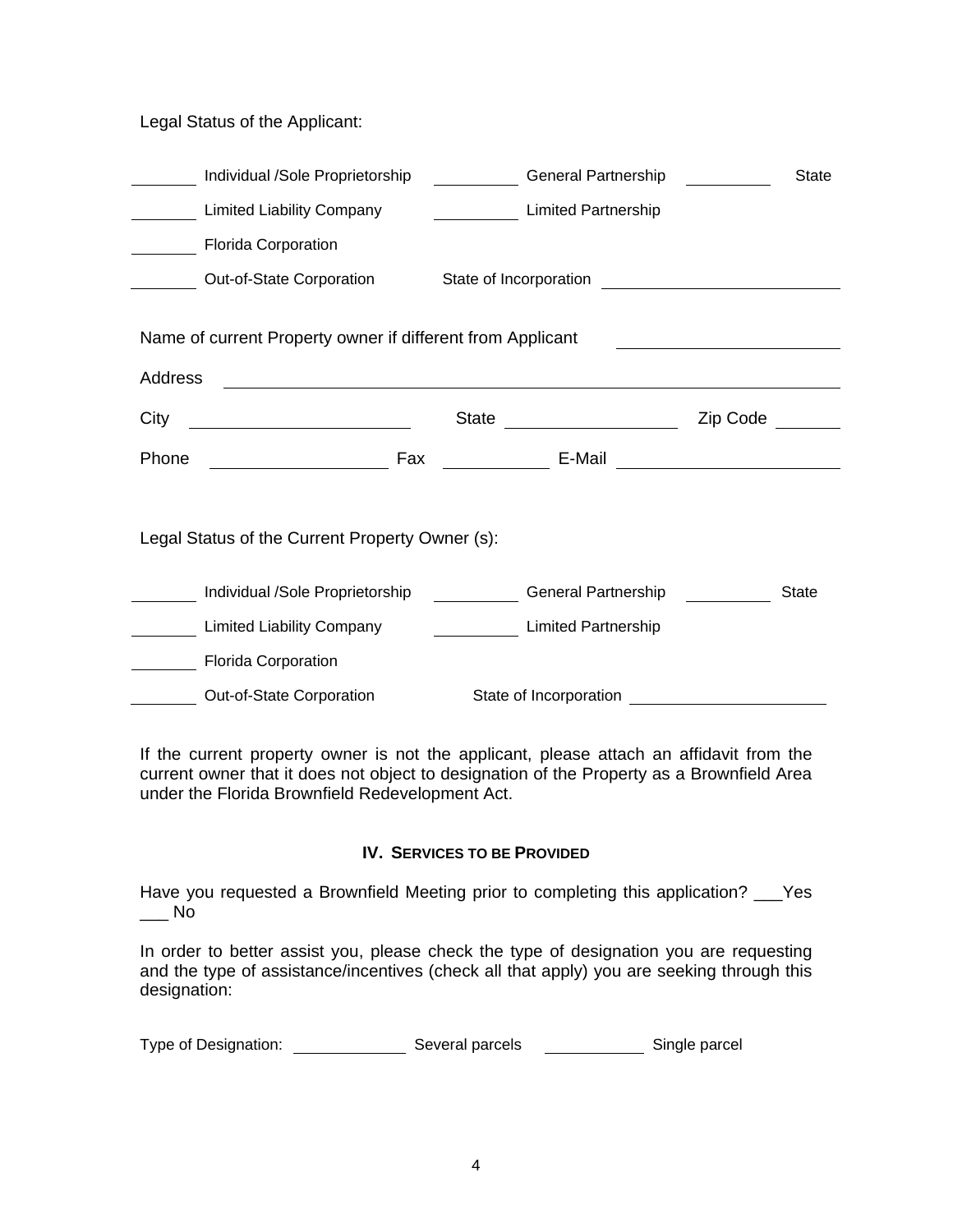Legal Status of the Applicant:

_______ Individual /Sole Proprietorship _________ General Partnership _________ State

_______ Limited Liability Company _________ Limited Partnership

_______ Florida Corporation

_______ Out-of-State Corporation State of Incorporation ______________________

Name of current Property owner if different from Applicant ____________________

Address ______________________________________________________________

City ____________________ State ________________ Zip Code ______

Phone ________________ Fax __________ E-Mail ____________________

Legal Status of the Current Property Owner (s):

_______ Individual /Sole Proprietorship _________ General Partnership _________ State

_______ Limited Liability Company _________ Limited Partnership

_______ Florida Corporation

_______ Out-of-State Corporation State of Incorporation ____________________

If the current property owner is not the applicant, please attach an affidavit from the current owner that it does not object to designation of the Property as a Brownfield Area under the Florida Brownfield Redevelopment Act.

## IV. Services to be Provided

Have you requested a Brownfield Meeting prior to completing this application? ___Yes ___ No

In order to better assist you, please check the type of designation you are requesting and the type of assistance/incentives (check all that apply) you are seeking through this designation:

Type of Designation: ___________ Several parcels __________ Single parcel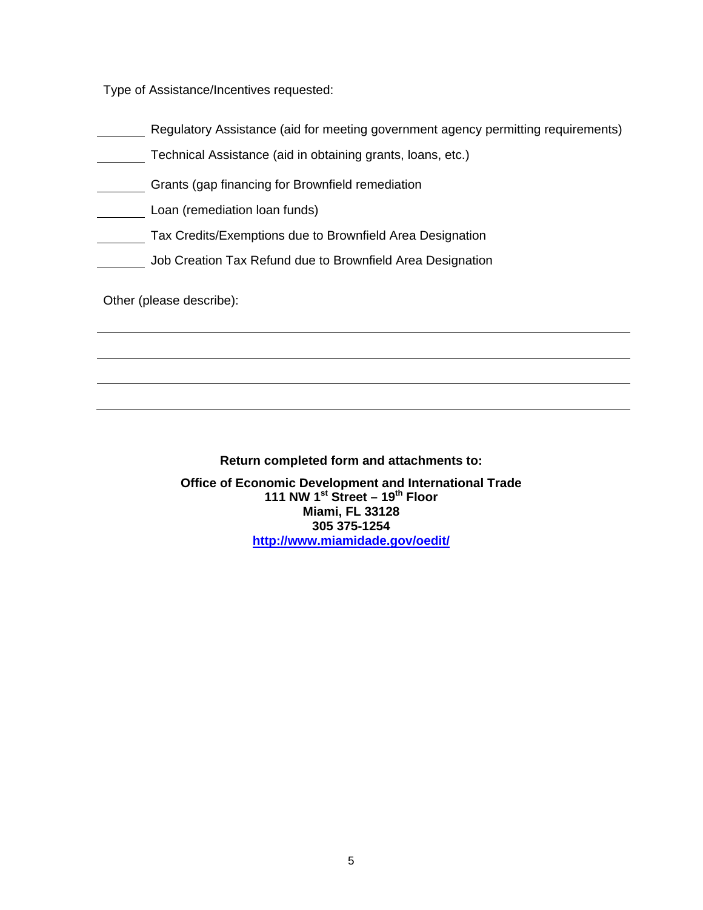Type of Assistance/Incentives requested:

_______ Regulatory Assistance (aid for meeting government agency permitting requirements)

_______ Technical Assistance (aid in obtaining grants, loans, etc.)

_______ Grants (gap financing for Brownfield remediation

_______ Loan (remediation loan funds)

_______ Tax Credits/Exemptions due to Brownfield Area Designation

_______ Job Creation Tax Refund due to Brownfield Area Designation

Other (please describe):

______________________________________________________________________________

______________________________________________________________________________

______________________________________________________________________________

______________________________________________________________________________

**Return completed form and attachments to:**

**Office of Economic Development and International Trade**
**111 NW 1st Street – 19th Floor**
**Miami, FL 33128**
**305 375-1254**
**http://www.miamidade.gov/oedit/**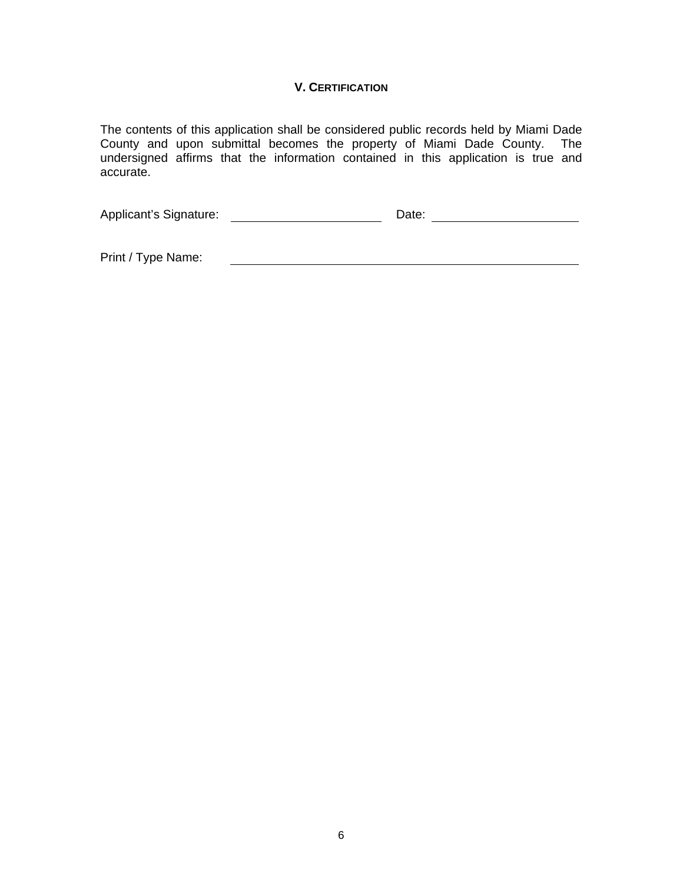### V. CERTIFICATION

The contents of this application shall be considered public records held by Miami Dade County and upon submittal becomes the property of Miami Dade County. The undersigned affirms that the information contained in this application is true and accurate.

Applicant's Signature: ______________________ Date: ______________________

Print / Type Name: ____________________________________________________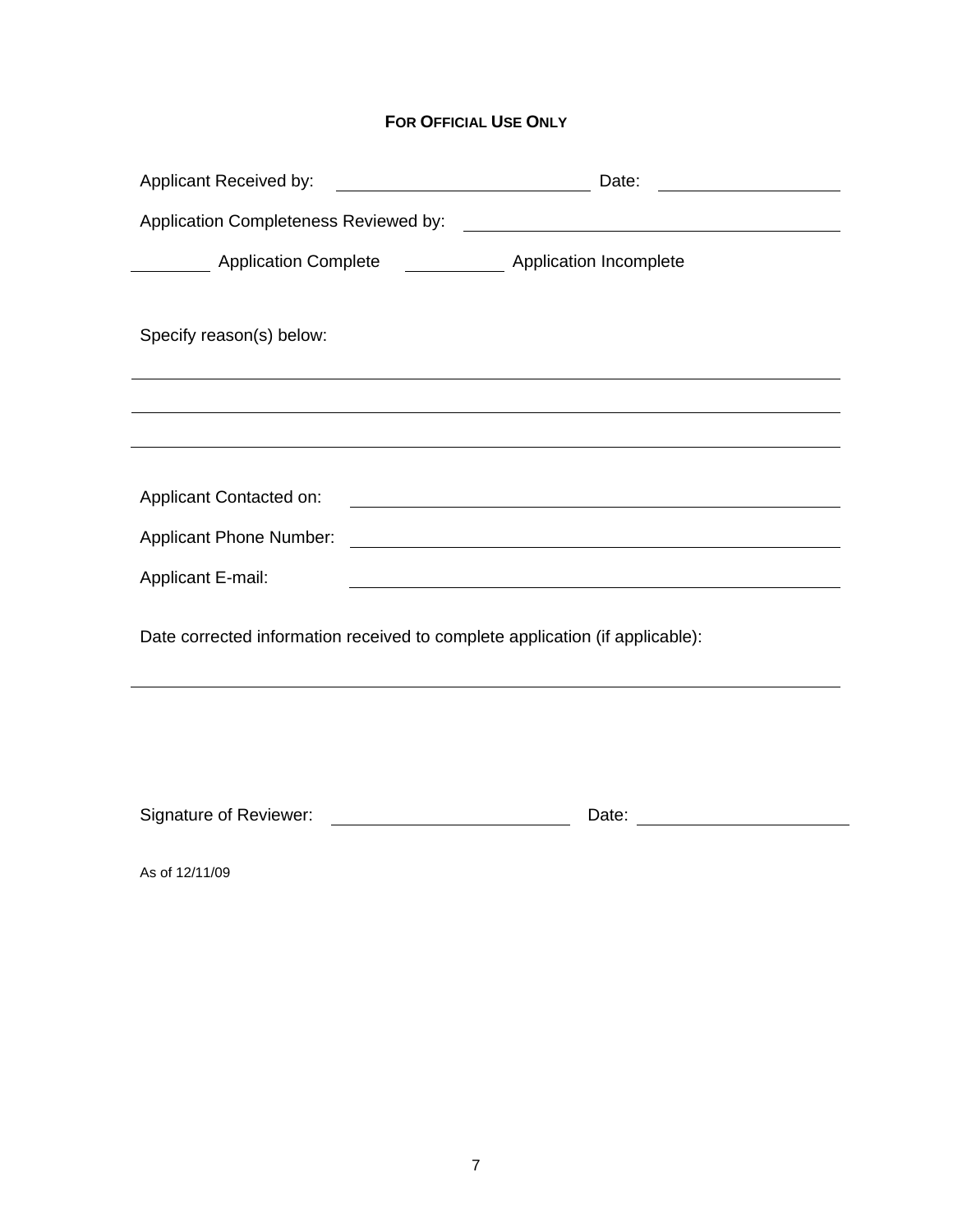**FOR OFFICIAL USE ONLY**

Applicant Received by: ______________________ Date: ______________

Application Completeness Reviewed by: ______________________________

________ Application Complete ________ Application Incomplete

Specify reason(s) below:

______________________________________________________________

______________________________________________________________

______________________________________________________________

Applicant Contacted on: ______________________________________

Applicant Phone Number: ______________________________________

Applicant E-mail: ______________________________________

Date corrected information received to complete application (if applicable):

______________________________________________________________

Signature of Reviewer: ______________________ Date: ______________

As of 12/11/09